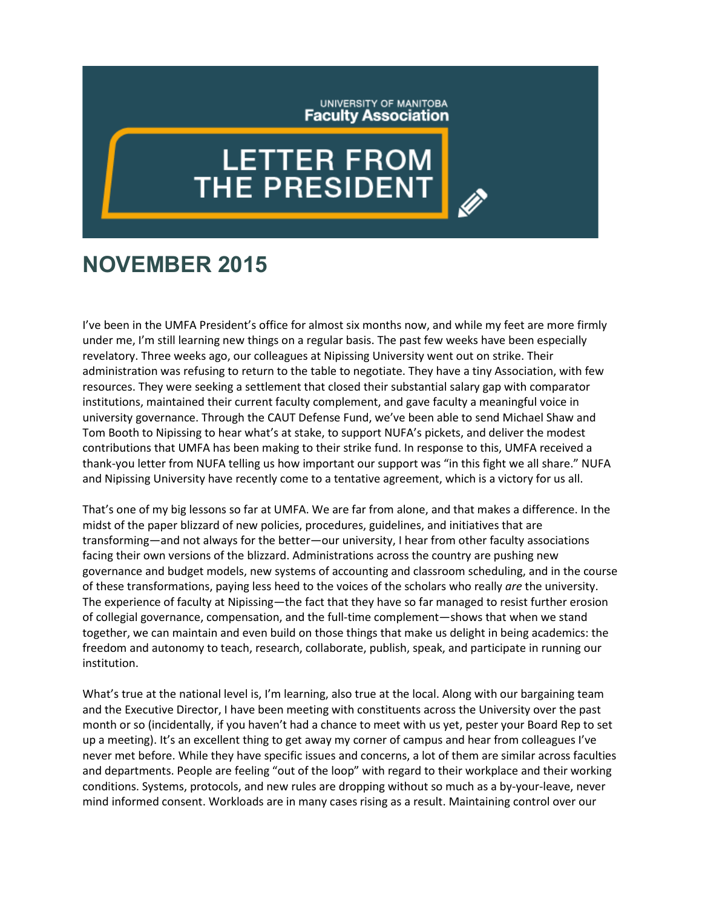UNIVERSITY OF MANITOBA
**Faculty Association**

# LETTER FROM THE PRESIDENT

## NOVEMBER 2015

I've been in the UMFA President's office for almost six months now, and while my feet are more firmly under me, I'm still learning new things on a regular basis. The past few weeks have been especially revelatory. Three weeks ago, our colleagues at Nipissing University went out on strike. Their administration was refusing to return to the table to negotiate. They have a tiny Association, with few resources. They were seeking a settlement that closed their substantial salary gap with comparator institutions, maintained their current faculty complement, and gave faculty a meaningful voice in university governance. Through the CAUT Defense Fund, we've been able to send Michael Shaw and Tom Booth to Nipissing to hear what's at stake, to support NUFA's pickets, and deliver the modest contributions that UMFA has been making to their strike fund. In response to this, UMFA received a thank-you letter from NUFA telling us how important our support was "in this fight we all share." NUFA and Nipissing University have recently come to a tentative agreement, which is a victory for us all.

That's one of my big lessons so far at UMFA. We are far from alone, and that makes a difference. In the midst of the paper blizzard of new policies, procedures, guidelines, and initiatives that are transforming—and not always for the better—our university, I hear from other faculty associations facing their own versions of the blizzard. Administrations across the country are pushing new governance and budget models, new systems of accounting and classroom scheduling, and in the course of these transformations, paying less heed to the voices of the scholars who really *are* the university. The experience of faculty at Nipissing—the fact that they have so far managed to resist further erosion of collegial governance, compensation, and the full-time complement—shows that when we stand together, we can maintain and even build on those things that make us delight in being academics: the freedom and autonomy to teach, research, collaborate, publish, speak, and participate in running our institution.

What's true at the national level is, I'm learning, also true at the local. Along with our bargaining team and the Executive Director, I have been meeting with constituents across the University over the past month or so (incidentally, if you haven't had a chance to meet with us yet, pester your Board Rep to set up a meeting). It's an excellent thing to get away my corner of campus and hear from colleagues I've never met before. While they have specific issues and concerns, a lot of them are similar across faculties and departments. People are feeling "out of the loop" with regard to their workplace and their working conditions. Systems, protocols, and new rules are dropping without so much as a by-your-leave, never mind informed consent. Workloads are in many cases rising as a result. Maintaining control over our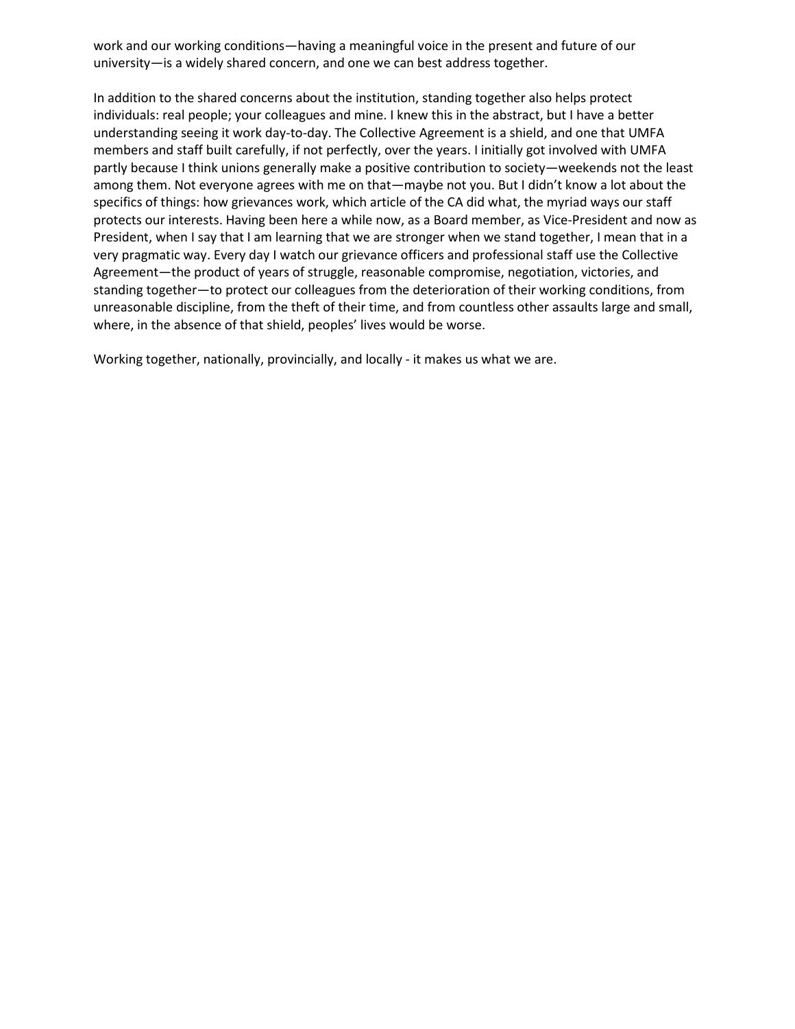work and our working conditions—having a meaningful voice in the present and future of our university—is a widely shared concern, and one we can best address together.

In addition to the shared concerns about the institution, standing together also helps protect individuals: real people; your colleagues and mine. I knew this in the abstract, but I have a better understanding seeing it work day-to-day. The Collective Agreement is a shield, and one that UMFA members and staff built carefully, if not perfectly, over the years. I initially got involved with UMFA partly because I think unions generally make a positive contribution to society—weekends not the least among them. Not everyone agrees with me on that—maybe not you. But I didn't know a lot about the specifics of things: how grievances work, which article of the CA did what, the myriad ways our staff protects our interests. Having been here a while now, as a Board member, as Vice-President and now as President, when I say that I am learning that we are stronger when we stand together, I mean that in a very pragmatic way. Every day I watch our grievance officers and professional staff use the Collective Agreement—the product of years of struggle, reasonable compromise, negotiation, victories, and standing together—to protect our colleagues from the deterioration of their working conditions, from unreasonable discipline, from the theft of their time, and from countless other assaults large and small, where, in the absence of that shield, peoples' lives would be worse.

Working together, nationally, provincially, and locally - it makes us what we are.